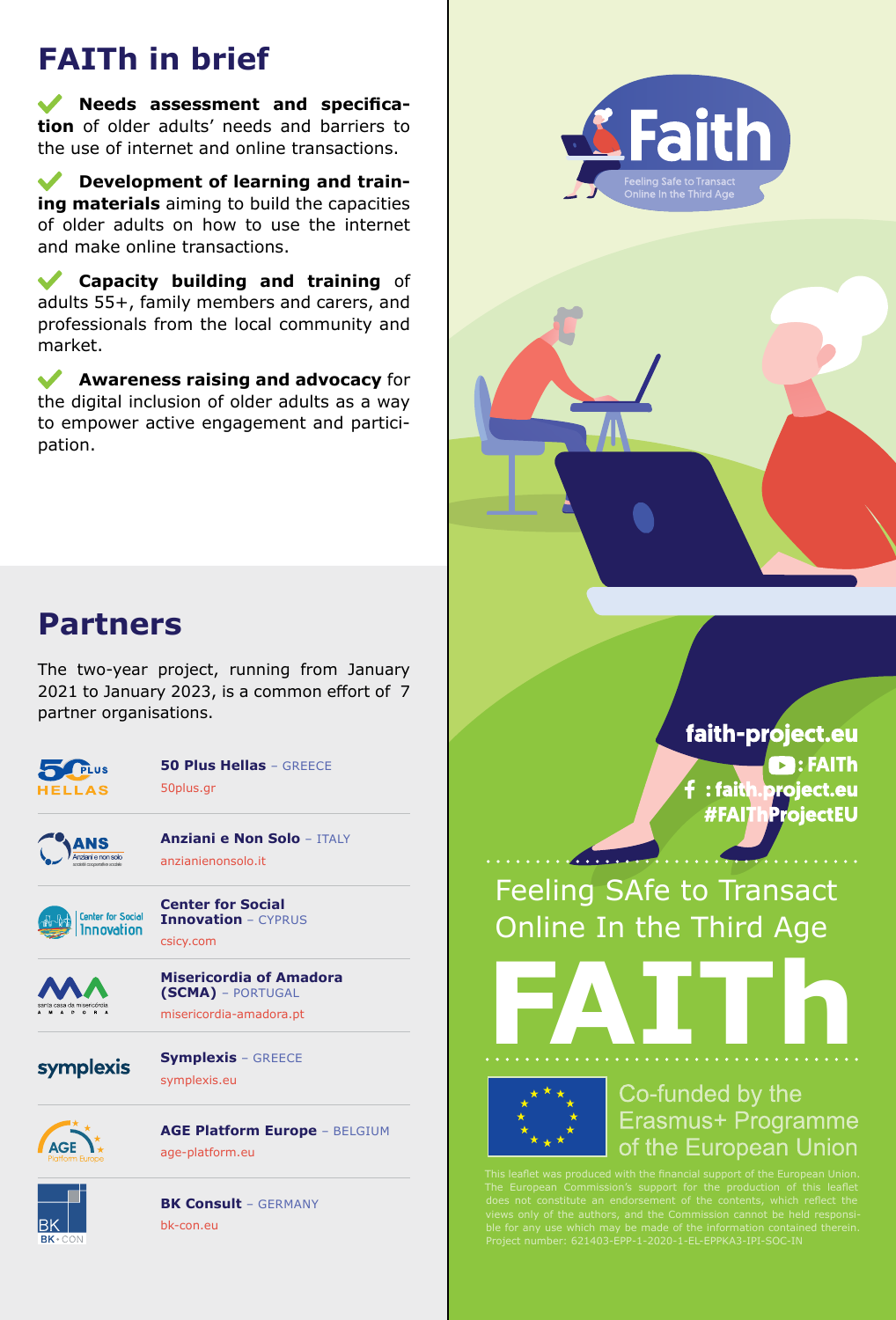## FAITh in brief

- **Needs assessment and specification** of older adults' needs and barriers to the use of internet and online transactions.
- **Development of learning and training materials** aiming to build the capacities of older adults on how to use the internet and make online transactions.
- **Capacity building and training** of adults 55+, family members and carers, and professionals from the local community and market.
- **Awareness raising and advocacy** for the digital inclusion of older adults as a way to empower active engagement and participation.

## Partners

The two-year project, running from January 2021 to January 2023, is a common effort of 7 partner organisations.

- **50 Plus Hellas** – GREECE
  50plus.gr
- **Anziani e Non Solo** – ITALY
  anzianienonsolo.it
- **Center for Social Innovation** – CYPRUS
  csicy.com
- **Misericordia of Amadora (SCMA)** – PORTUGAL
  misericordia-amadora.pt
- **Symplexis** – GREECE
  symplexis.eu
- **AGE Platform Europe** – BELGIUM
  age-platform.eu
- **BK Consult** – GERMANY
  bk-con.eu

Faith
Feeling Safe to Transact Online In the Third Age

**faith-project.eu**
**YouTube: FAITh**
**Facebook: faith.project.eu**
**#FAIThProjectEU**

# Feeling SAfe to Transact Online In the Third Age

# FAITh

Co-funded by the Erasmus+ Programme of the European Union

This leaflet was produced with the financial support of the European Union. The European Commission's support for the production of this leaflet does not constitute an endorsement of the contents, which reflect the views only of the authors, and the Commission cannot be held responsible for any use which may be made of the information contained therein. Project number: 621403-EPP-1-2020-1-EL-EPPKA3-IPI-SOC-IN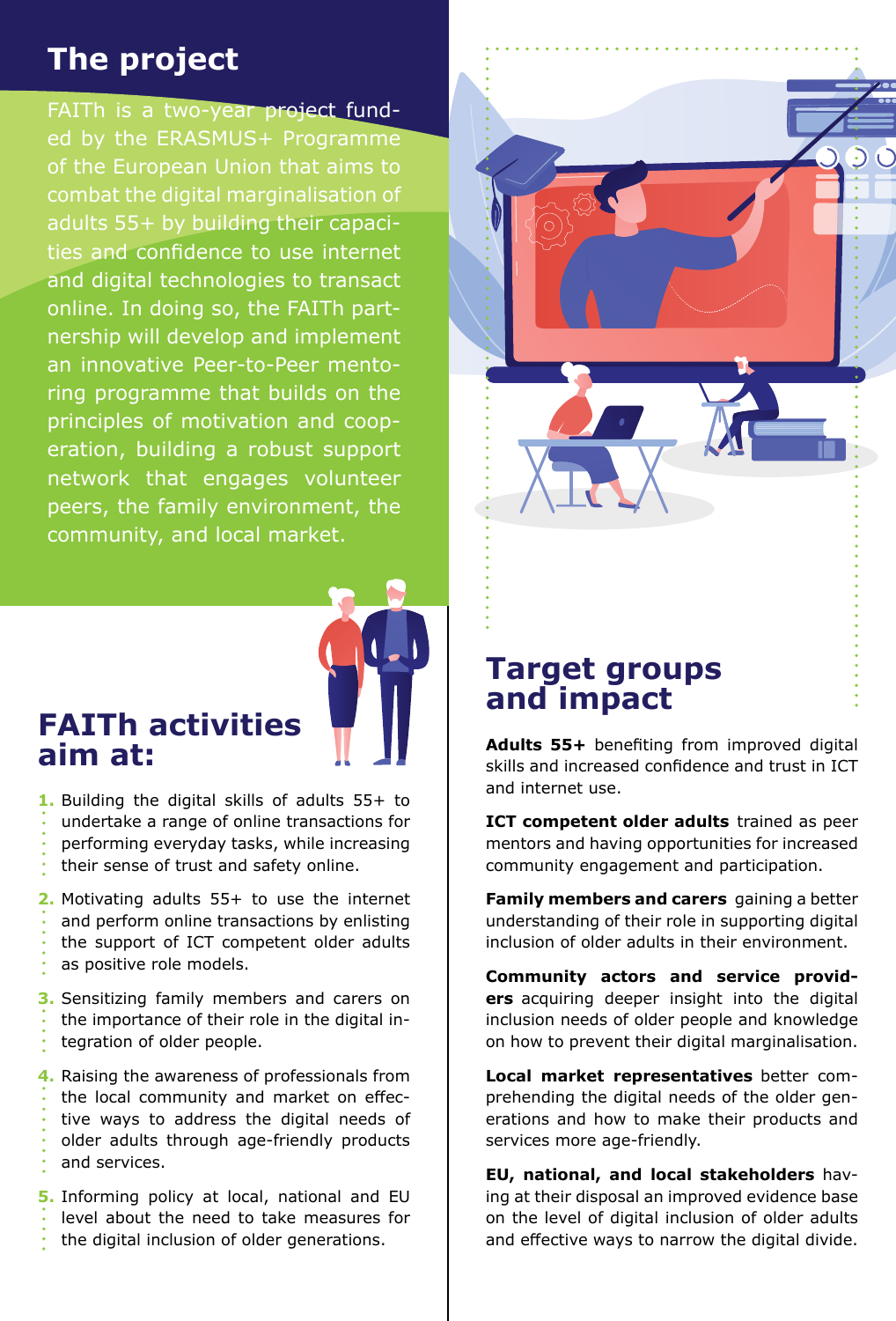## The project

FAITh is a two-year project funded by the ERASMUS+ Programme of the European Union that aims to combat the digital marginalisation of adults 55+ by building their capacities and confidence to use internet and digital technologies to transact online. In doing so, the FAITh partnership will develop and implement an innovative Peer-to-Peer mentoring programme that builds on the principles of motivation and cooperation, building a robust support network that engages volunteer peers, the family environment, the community, and local market.

## FAITh activities aim at:

1. Building the digital skills of adults 55+ to undertake a range of online transactions for performing everyday tasks, while increasing their sense of trust and safety online.
2. Motivating adults 55+ to use the internet and perform online transactions by enlisting the support of ICT competent older adults as positive role models.
3. Sensitizing family members and carers on the importance of their role in the digital integration of older people.
4. Raising the awareness of professionals from the local community and market on effective ways to address the digital needs of older adults through age-friendly products and services.
5. Informing policy at local, national and EU level about the need to take measures for the digital inclusion of older generations.

## Target groups and impact

**Adults 55+** benefiting from improved digital skills and increased confidence and trust in ICT and internet use.

**ICT competent older adults** trained as peer mentors and having opportunities for increased community engagement and participation.

**Family members and carers** gaining a better understanding of their role in supporting digital inclusion of older adults in their environment.

**Community actors and service providers** acquiring deeper insight into the digital inclusion needs of older people and knowledge on how to prevent their digital marginalisation.

**Local market representatives** better comprehending the digital needs of the older generations and how to make their products and services more age-friendly.

**EU, national, and local stakeholders** having at their disposal an improved evidence base on the level of digital inclusion of older adults and effective ways to narrow the digital divide.